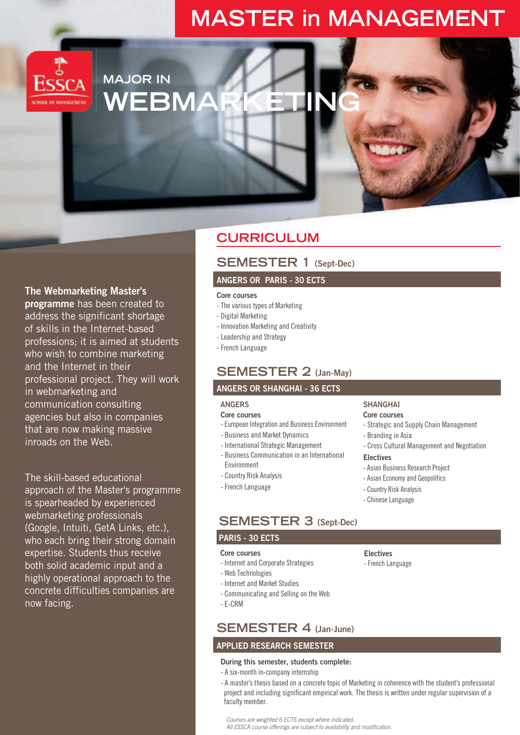# MASTER in MANAGEMENT

ESSCA SCHOOL OF MANAGEMENT

## MAJOR IN WEBMARKETING

**The Webmarketing Master's programme** has been created to address the significant shortage of skills in the Internet-based professions; it is aimed at students who wish to combine marketing and the Internet in their professional project. They will work in webmarketing and communication consulting agencies but also in companies that are now making massive inroads on the Web.

The skill-based educational approach of the Master's programme is spearheaded by experienced webmarketing professionals (Google, Intuiti, GetA Links, etc.), who each bring their strong domain expertise. Students thus receive both solid academic input and a highly operational approach to the concrete difficulties companies are now facing.

## CURRICULUM

### SEMESTER 1 (Sept-Dec)

**ANGERS OR PARIS - 30 ECTS**

**Core courses**
- The various types of Marketing
- Digital Marketing
- Innovation Marketing and Creativity
- Leadership and Strategy
- French Language

### SEMESTER 2 (Jan-May)

**ANGERS OR SHANGHAI - 36 ECTS**

**ANGERS**

**Core courses**
- European Integration and Business Environment
- Business and Market Dynamics
- International Strategic Management
- Business Communication in an International Environment
- Country Risk Analysis
- French Language

**SHANGHAI**

**Core courses**
- Strategic and Supply Chain Management
- Branding in Asia
- Cross Cultural Management and Negotiation

**Electives**
- Asian Business Research Project
- Asian Economy and Geopolitics
- Country Risk Analysis
- Chinese Language

### SEMESTER 3 (Sept-Dec)

**PARIS - 30 ECTS**

**Core courses**
- Internet and Corporate Strategies
- Web Technologies
- Internet and Market Studies
- Communicating and Selling on the Web
- E-CRM

**Electives**
- French Language

### SEMESTER 4 (Jan-June)

**APPLIED RESEARCH SEMESTER**

**During this semester, students complete:**
- A six-month in-company internship
- A master's thesis based on a concrete topic of Marketing in coherence with the student's professional project and including significant empirical work. The thesis is written under regular supervision of a faculty member.

*Courses are weighted 6 ECTS except where indicated.*
*All ESSCA course offerings are subject to availability and modification.*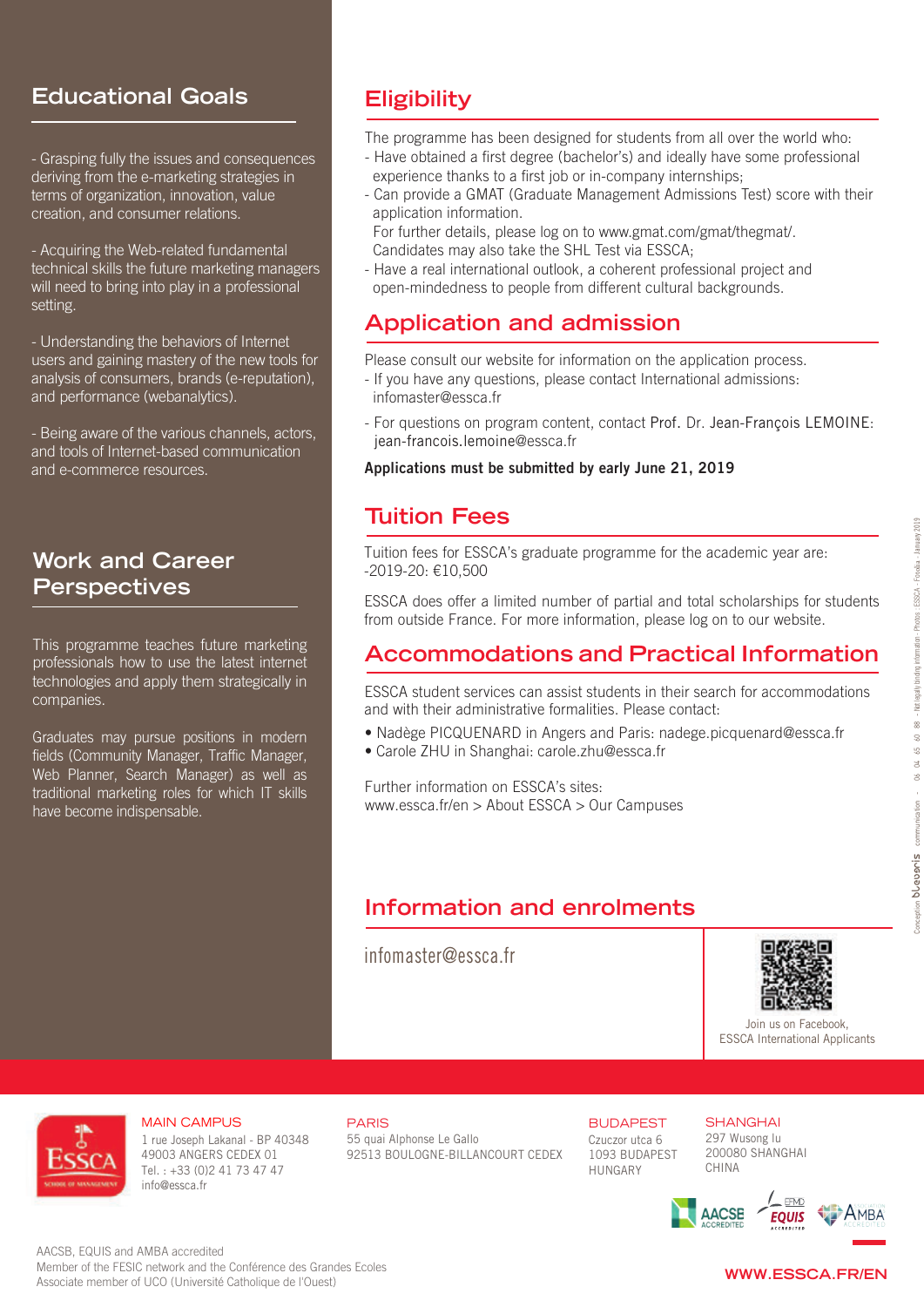## Educational Goals

- Grasping fully the issues and consequences deriving from the e-marketing strategies in terms of organization, innovation, value creation, and consumer relations.

- Acquiring the Web-related fundamental technical skills the future marketing managers will need to bring into play in a professional setting.

- Understanding the behaviors of Internet users and gaining mastery of the new tools for analysis of consumers, brands (e-reputation), and performance (webanalytics).

- Being aware of the various channels, actors, and tools of Internet-based communication and e-commerce resources.

## Work and Career Perspectives

This programme teaches future marketing professionals how to use the latest internet technologies and apply them strategically in companies.

Graduates may pursue positions in modern fields (Community Manager, Traffic Manager, Web Planner, Search Manager) as well as traditional marketing roles for which IT skills have become indispensable.

## Eligibility

The programme has been designed for students from all over the world who:

- Have obtained a first degree (bachelor's) and ideally have some professional experience thanks to a first job or in-company internships;
- Can provide a GMAT (Graduate Management Admissions Test) score with their application information.
  For further details, please log on to www.gmat.com/gmat/thegmat/.
  Candidates may also take the SHL Test via ESSCA;
- Have a real international outlook, a coherent professional project and open-mindedness to people from different cultural backgrounds.

## Application and admission

Please consult our website for information on the application process.

- If you have any questions, please contact International admissions: infomaster@essca.fr
- For questions on program content, contact Prof. Dr. Jean-François LEMOINE: jean-francois.lemoine@essca.fr

**Applications must be submitted by early June 21, 2019**

## Tuition Fees

Tuition fees for ESSCA's graduate programme for the academic year are:
-2019-20: €10,500

ESSCA does offer a limited number of partial and total scholarships for students from outside France. For more information, please log on to our website.

## Accommodations and Practical Information

ESSCA student services can assist students in their search for accommodations and with their administrative formalities. Please contact:

- Nadège PICQUENARD in Angers and Paris: nadege.picquenard@essca.fr
- Carole ZHU in Shanghai: carole.zhu@essca.fr

Further information on ESSCA's sites:
www.essca.fr/en > About ESSCA > Our Campuses

## Information and enrolments

infomaster@essca.fr

Join us on Facebook,
ESSCA International Applicants

**MAIN CAMPUS**
1 rue Joseph Lakanal - BP 40348
49003 ANGERS CEDEX 01
Tel. : +33 (0)2 41 73 47 47
info@essca.fr

**PARIS**
55 quai Alphonse Le Gallo
92513 BOULOGNE-BILLANCOURT CEDEX

**BUDAPEST**
Czuczor utca 6
1093 BUDAPEST
HUNGARY

**SHANGHAI**
297 Wusong lu
200080 SHANGHAI
CHINA

AACSB, EQUIS and AMBA accredited
Member of the FESIC network and the Conférence des Grandes Ecoles
Associate member of UCO (Université Catholique de l'Ouest)

WWW.ESSCA.FR/EN